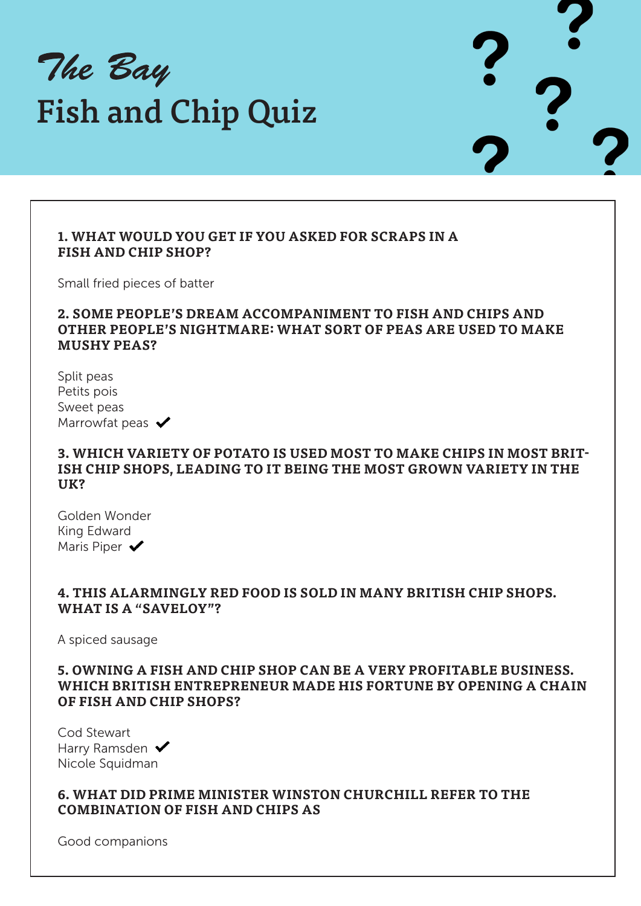# *The Bay*
# Fish and Chip Quiz

**1. WHAT WOULD YOU GET IF YOU ASKED FOR SCRAPS IN A FISH AND CHIP SHOP?**

Small fried pieces of batter

**2. SOME PEOPLE'S DREAM ACCOMPANIMENT TO FISH AND CHIPS AND OTHER PEOPLE'S NIGHTMARE: WHAT SORT OF PEAS ARE USED TO MAKE MUSHY PEAS?**

Split peas
Petits pois
Sweet peas
Marrowfat peas ✔

**3. WHICH VARIETY OF POTATO IS USED MOST TO MAKE CHIPS IN MOST BRITISH CHIP SHOPS, LEADING TO IT BEING THE MOST GROWN VARIETY IN THE UK?**

Golden Wonder
King Edward
Maris Piper ✔

**4. THIS ALARMINGLY RED FOOD IS SOLD IN MANY BRITISH CHIP SHOPS. WHAT IS A "SAVELOY"?**

A spiced sausage

**5. OWNING A FISH AND CHIP SHOP CAN BE A VERY PROFITABLE BUSINESS. WHICH BRITISH ENTREPRENEUR MADE HIS FORTUNE BY OPENING A CHAIN OF FISH AND CHIP SHOPS?**

Cod Stewart
Harry Ramsden ✔
Nicole Squidman

**6. WHAT DID PRIME MINISTER WINSTON CHURCHILL REFER TO THE COMBINATION OF FISH AND CHIPS AS**

Good companions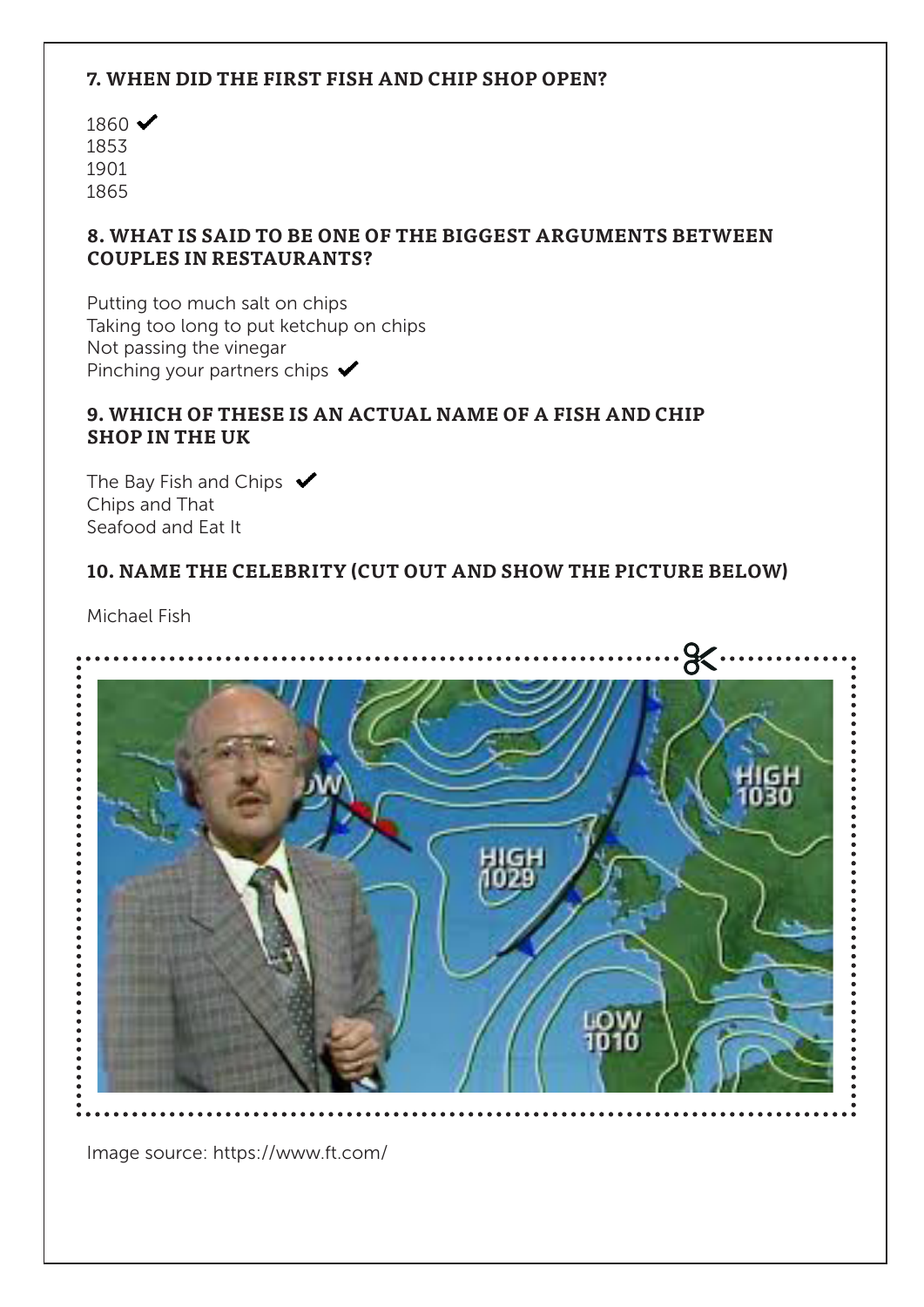### 7. WHEN DID THE FIRST FISH AND CHIP SHOP OPEN?

1860 ✔
1853
1901
1865

### 8. WHAT IS SAID TO BE ONE OF THE BIGGEST ARGUMENTS BETWEEN COUPLES IN RESTAURANTS?

Putting too much salt on chips
Taking too long to put ketchup on chips
Not passing the vinegar
Pinching your partners chips ✔

### 9. WHICH OF THESE IS AN ACTUAL NAME OF A FISH AND CHIP SHOP IN THE UK

The Bay Fish and Chips ✔
Chips and That
Seafood and Eat It

### 10. NAME THE CELEBRITY (CUT OUT AND SHOW THE PICTURE BELOW)

Michael Fish

Image source: https://www.ft.com/